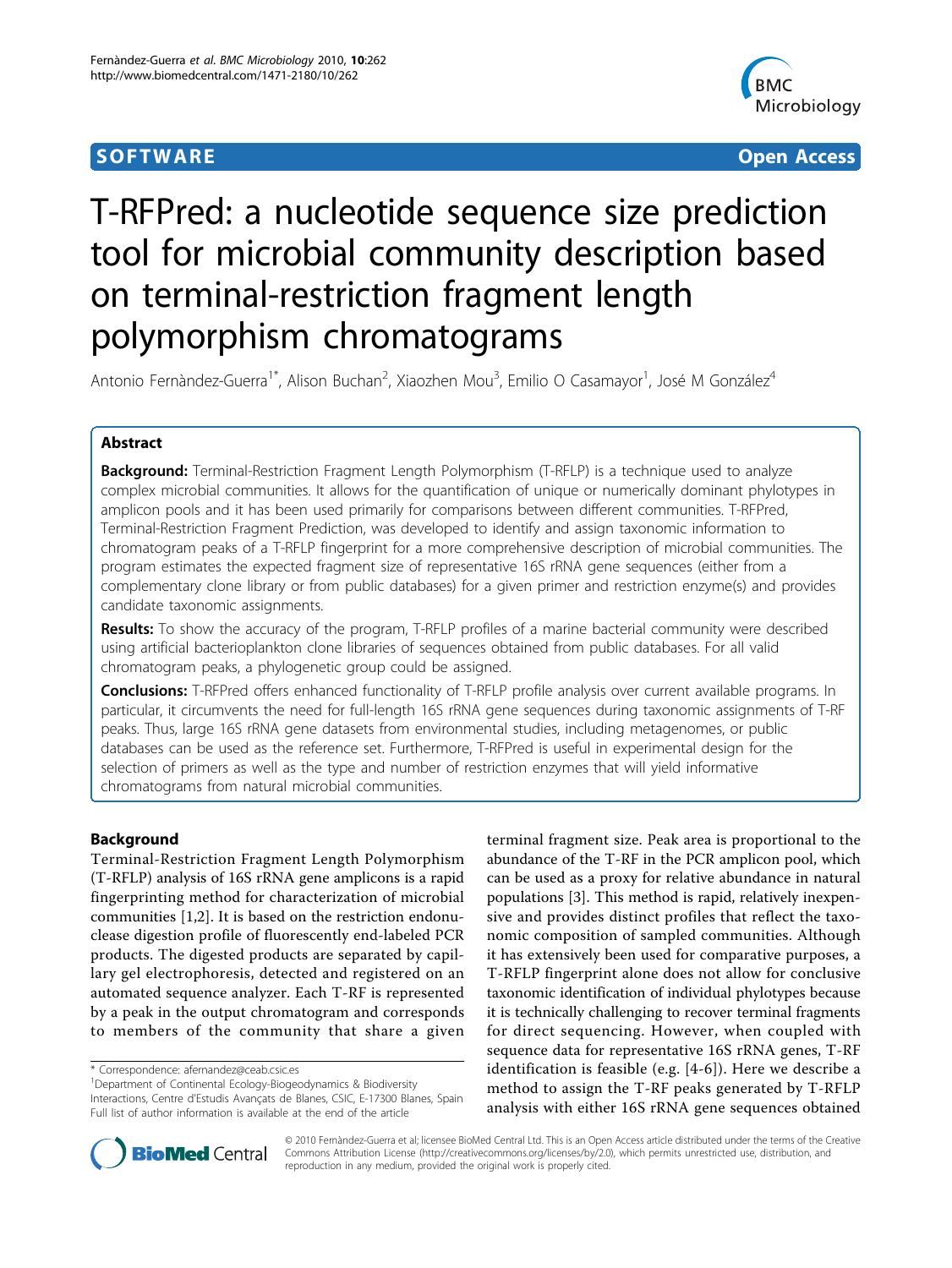**SOFTWARE** **Open Access**

# T-RFPred: a nucleotide sequence size prediction tool for microbial community description based on terminal-restriction fragment length polymorphism chromatograms

Antonio Fernàndez-Guerra[1*], Alison Buchan[2], Xiaozhen Mou[3], Emilio O Casamayor[1], José M González[4]

## Abstract

**Background:** Terminal-Restriction Fragment Length Polymorphism (T-RFLP) is a technique used to analyze complex microbial communities. It allows for the quantification of unique or numerically dominant phylotypes in amplicon pools and it has been used primarily for comparisons between different communities. T-RFPred, Terminal-Restriction Fragment Prediction, was developed to identify and assign taxonomic information to chromatogram peaks of a T-RFLP fingerprint for a more comprehensive description of microbial communities. The program estimates the expected fragment size of representative 16S rRNA gene sequences (either from a complementary clone library or from public databases) for a given primer and restriction enzyme(s) and provides candidate taxonomic assignments.

**Results:** To show the accuracy of the program, T-RFLP profiles of a marine bacterial community were described using artificial bacterioplankton clone libraries of sequences obtained from public databases. For all valid chromatogram peaks, a phylogenetic group could be assigned.

**Conclusions:** T-RFPred offers enhanced functionality of T-RFLP profile analysis over current available programs. In particular, it circumvents the need for full-length 16S rRNA gene sequences during taxonomic assignments of T-RF peaks. Thus, large 16S rRNA gene datasets from environmental studies, including metagenomes, or public databases can be used as the reference set. Furthermore, T-RFPred is useful in experimental design for the selection of primers as well as the type and number of restriction enzymes that will yield informative chromatograms from natural microbial communities.

## Background

Terminal-Restriction Fragment Length Polymorphism (T-RFLP) analysis of 16S rRNA gene amplicons is a rapid fingerprinting method for characterization of microbial communities [1,2]. It is based on the restriction endonuclease digestion profile of fluorescently end-labeled PCR products. The digested products are separated by capillary gel electrophoresis, detected and registered on an automated sequence analyzer. Each T-RF is represented by a peak in the output chromatogram and corresponds to members of the community that share a given terminal fragment size. Peak area is proportional to the abundance of the T-RF in the PCR amplicon pool, which can be used as a proxy for relative abundance in natural populations [3]. This method is rapid, relatively inexpensive and provides distinct profiles that reflect the taxonomic composition of sampled communities. Although it has extensively been used for comparative purposes, a T-RFLP fingerprint alone does not allow for conclusive taxonomic identification of individual phylotypes because it is technically challenging to recover terminal fragments for direct sequencing. However, when coupled with sequence data for representative 16S rRNA genes, T-RF identification is feasible (e.g. [4-6]). Here we describe a method to assign the T-RF peaks generated by T-RFLP analysis with either 16S rRNA gene sequences obtained

\* Correspondence: afernandez@ceab.csic.es
[1]Department of Continental Ecology-Biogeodynamics & Biodiversity Interactions, Centre d'Estudis Avançats de Blanes, CSIC, E-17300 Blanes, Spain
Full list of author information is available at the end of the article

© 2010 Fernàndez-Guerra et al; licensee BioMed Central Ltd. This is an Open Access article distributed under the terms of the Creative Commons Attribution License (http://creativecommons.org/licenses/by/2.0), which permits unrestricted use, distribution, and reproduction in any medium, provided the original work is properly cited.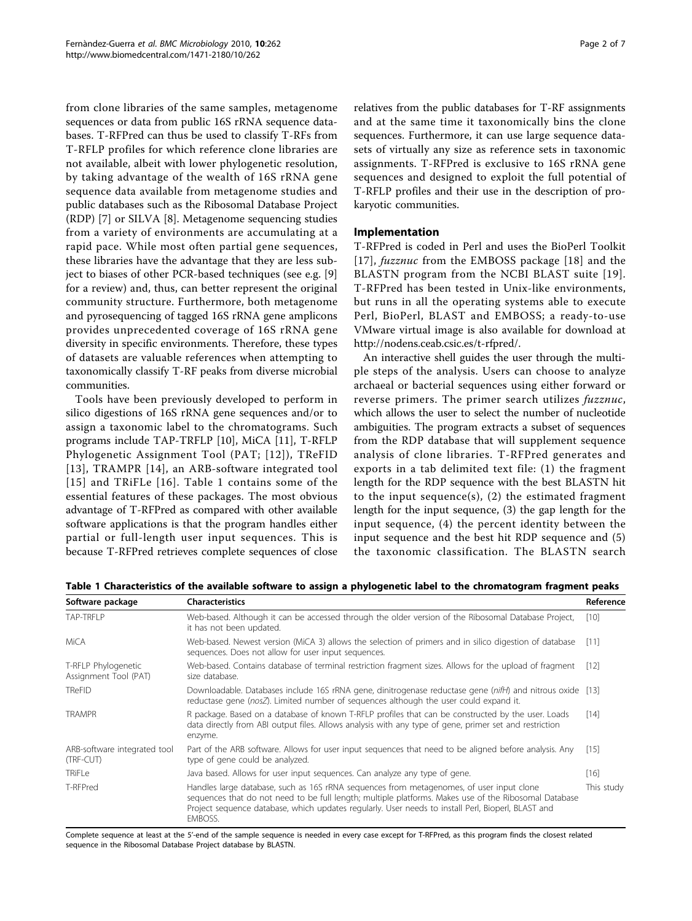from clone libraries of the same samples, metagenome sequences or data from public 16S rRNA sequence databases. T-RFPred can thus be used to classify T-RFs from T-RFLP profiles for which reference clone libraries are not available, albeit with lower phylogenetic resolution, by taking advantage of the wealth of 16S rRNA gene sequence data available from metagenome studies and public databases such as the Ribosomal Database Project (RDP) [7] or SILVA [8]. Metagenome sequencing studies from a variety of environments are accumulating at a rapid pace. While most often partial gene sequences, these libraries have the advantage that they are less subject to biases of other PCR-based techniques (see e.g. [9] for a review) and, thus, can better represent the original community structure. Furthermore, both metagenome and pyrosequencing of tagged 16S rRNA gene amplicons provides unprecedented coverage of 16S rRNA gene diversity in specific environments. Therefore, these types of datasets are valuable references when attempting to taxonomically classify T-RF peaks from diverse microbial communities.

Tools have been previously developed to perform in silico digestions of 16S rRNA gene sequences and/or to assign a taxonomic label to the chromatograms. Such programs include TAP-TRFLP [10], MiCA [11], T-RFLP Phylogenetic Assignment Tool (PAT; [12]), TReFID [13], TRAMPR [14], an ARB-software integrated tool [15] and TRiFLe [16]. Table 1 contains some of the essential features of these packages. The most obvious advantage of T-RFPred as compared with other available software applications is that the program handles either partial or full-length user input sequences. This is because T-RFPred retrieves complete sequences of close relatives from the public databases for T-RF assignments and at the same time it taxonomically bins the clone sequences. Furthermore, it can use large sequence datasets of virtually any size as reference sets in taxonomic assignments. T-RFPred is exclusive to 16S rRNA gene sequences and designed to exploit the full potential of T-RFLP profiles and their use in the description of prokaryotic communities.

## Implementation

T-RFPred is coded in Perl and uses the BioPerl Toolkit [17], *fuzznuc* from the EMBOSS package [18] and the BLASTN program from the NCBI BLAST suite [19]. T-RFPred has been tested in Unix-like environments, but runs in all the operating systems able to execute Perl, BioPerl, BLAST and EMBOSS; a ready-to-use VMware virtual image is also available for download at http://nodens.ceab.csic.es/t-rfpred/.

An interactive shell guides the user through the multiple steps of the analysis. Users can choose to analyze archaeal or bacterial sequences using either forward or reverse primers. The primer search utilizes *fuzznuc*, which allows the user to select the number of nucleotide ambiguities. The program extracts a subset of sequences from the RDP database that will supplement sequence analysis of clone libraries. T-RFPred generates and exports in a tab delimited text file: (1) the fragment length for the RDP sequence with the best BLASTN hit to the input sequence(s), (2) the estimated fragment length for the input sequence, (3) the gap length for the input sequence, (4) the percent identity between the input sequence and the best hit RDP sequence and (5) the taxonomic classification. The BLASTN search

**Table 1 Characteristics of the available software to assign a phylogenetic label to the chromatogram fragment peaks**

| Software package | Characteristics | Reference |
|---|---|---|
| TAP-TRFLP | Web-based. Although it can be accessed through the older version of the Ribosomal Database Project, it has not been updated. | [10] |
| MiCA | Web-based. Newest version (MiCA 3) allows the selection of primers and in silico digestion of database sequences. Does not allow for user input sequences. | [11] |
| T-RFLP Phylogenetic Assignment Tool (PAT) | Web-based. Contains database of terminal restriction fragment sizes. Allows for the upload of fragment size database. | [12] |
| TReFID | Downloadable. Databases include 16S rRNA gene, dinitrogenase reductase gene (*nifH*) and nitrous oxide reductase gene (*nosZ*). Limited number of sequences although the user could expand it. | [13] |
| TRAMPR | R package. Based on a database of known T-RFLP profiles that can be constructed by the user. Loads data directly from ABI output files. Allows analysis with any type of gene, primer set and restriction enzyme. | [14] |
| ARB-software integrated tool (TRF-CUT) | Part of the ARB software. Allows for user input sequences that need to be aligned before analysis. Any type of gene could be analyzed. | [15] |
| TRiFLe | Java based. Allows for user input sequences. Can analyze any type of gene. | [16] |
| T-RFPred | Handles large database, such as 16S rRNA sequences from metagenomes, of user input clone sequences that do not need to be full length; multiple platforms. Makes use of the Ribosomal Database Project sequence database, which updates regularly. User needs to install Perl, Bioperl, BLAST and EMBOSS. | This study |

Complete sequence at least at the 5'-end of the sample sequence is needed in every case except for T-RFPred, as this program finds the closest related sequence in the Ribosomal Database Project database by BLASTN.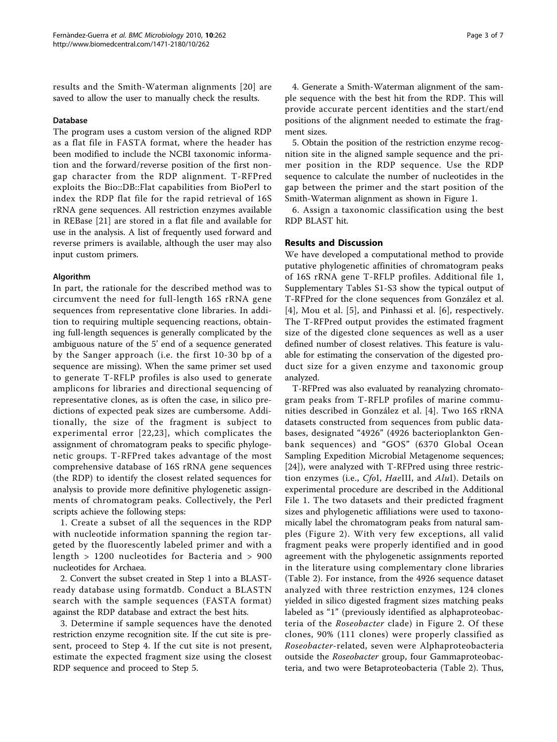results and the Smith-Waterman alignments [20] are saved to allow the user to manually check the results.

### Database

The program uses a custom version of the aligned RDP as a flat file in FASTA format, where the header has been modified to include the NCBI taxonomic information and the forward/reverse position of the first non-gap character from the RDP alignment. T-RFPred exploits the Bio::DB::Flat capabilities from BioPerl to index the RDP flat file for the rapid retrieval of 16S rRNA gene sequences. All restriction enzymes available in REBase [21] are stored in a flat file and available for use in the analysis. A list of frequently used forward and reverse primers is available, although the user may also input custom primers.

### Algorithm

In part, the rationale for the described method was to circumvent the need for full-length 16S rRNA gene sequences from representative clone libraries. In addition to requiring multiple sequencing reactions, obtaining full-length sequences is generally complicated by the ambiguous nature of the 5' end of a sequence generated by the Sanger approach (i.e. the first 10-30 bp of a sequence are missing). When the same primer set used to generate T-RFLP profiles is also used to generate amplicons for libraries and directional sequencing of representative clones, as is often the case, in silico predictions of expected peak sizes are cumbersome. Additionally, the size of the fragment is subject to experimental error [22,23], which complicates the assignment of chromatogram peaks to specific phylogenetic groups. T-RFPred takes advantage of the most comprehensive database of 16S rRNA gene sequences (the RDP) to identify the closest related sequences for analysis to provide more definitive phylogenetic assignments of chromatogram peaks. Collectively, the Perl scripts achieve the following steps:

1. Create a subset of all the sequences in the RDP with nucleotide information spanning the region targeted by the fluorescently labeled primer and with a length > 1200 nucleotides for Bacteria and > 900 nucleotides for Archaea.
2. Convert the subset created in Step 1 into a BLAST-ready database using formatdb. Conduct a BLASTN search with the sample sequences (FASTA format) against the RDP database and extract the best hits.
3. Determine if sample sequences have the denoted restriction enzyme recognition site. If the cut site is present, proceed to Step 4. If the cut site is not present, estimate the expected fragment size using the closest RDP sequence and proceed to Step 5.
4. Generate a Smith-Waterman alignment of the sample sequence with the best hit from the RDP. This will provide accurate percent identities and the start/end positions of the alignment needed to estimate the fragment sizes.
5. Obtain the position of the restriction enzyme recognition site in the aligned sample sequence and the primer position in the RDP sequence. Use the RDP sequence to calculate the number of nucleotides in the gap between the primer and the start position of the Smith-Waterman alignment as shown in Figure 1.
6. Assign a taxonomic classification using the best RDP BLAST hit.

## Results and Discussion

We have developed a computational method to provide putative phylogenetic affinities of chromatogram peaks of 16S rRNA gene T-RFLP profiles. Additional file 1, Supplementary Tables S1-S3 show the typical output of T-RFPred for the clone sequences from González et al. [4], Mou et al. [5], and Pinhassi et al. [6], respectively. The T-RFPred output provides the estimated fragment size of the digested clone sequences as well as a user defined number of closest relatives. This feature is valuable for estimating the conservation of the digested product size for a given enzyme and taxonomic group analyzed.

T-RFPred was also evaluated by reanalyzing chromatogram peaks from T-RFLP profiles of marine communities described in González et al. [4]. Two 16S rRNA datasets constructed from sequences from public databases, designated "4926" (4926 bacterioplankton Genbank sequences) and "GOS" (6370 Global Ocean Sampling Expedition Microbial Metagenome sequences; [24]), were analyzed with T-RFPred using three restriction enzymes (i.e., *Cfo*I, *Hae*III, and *Alu*I). Details on experimental procedure are described in the Additional File 1. The two datasets and their predicted fragment sizes and phylogenetic affiliations were used to taxonomically label the chromatogram peaks from natural samples (Figure 2). With very few exceptions, all valid fragment peaks were properly identified and in good agreement with the phylogenetic assignments reported in the literature using complementary clone libraries (Table 2). For instance, from the 4926 sequence dataset analyzed with three restriction enzymes, 124 clones yielded in silico digested fragment sizes matching peaks labeled as "1" (previously identified as alphaproteobacteria of the *Roseobacter* clade) in Figure 2. Of these clones, 90% (111 clones) were properly classified as *Roseobacter*-related, seven were Alphaproteobacteria outside the *Roseobacter* group, four Gammaproteobacteria, and two were Betaproteobacteria (Table 2). Thus,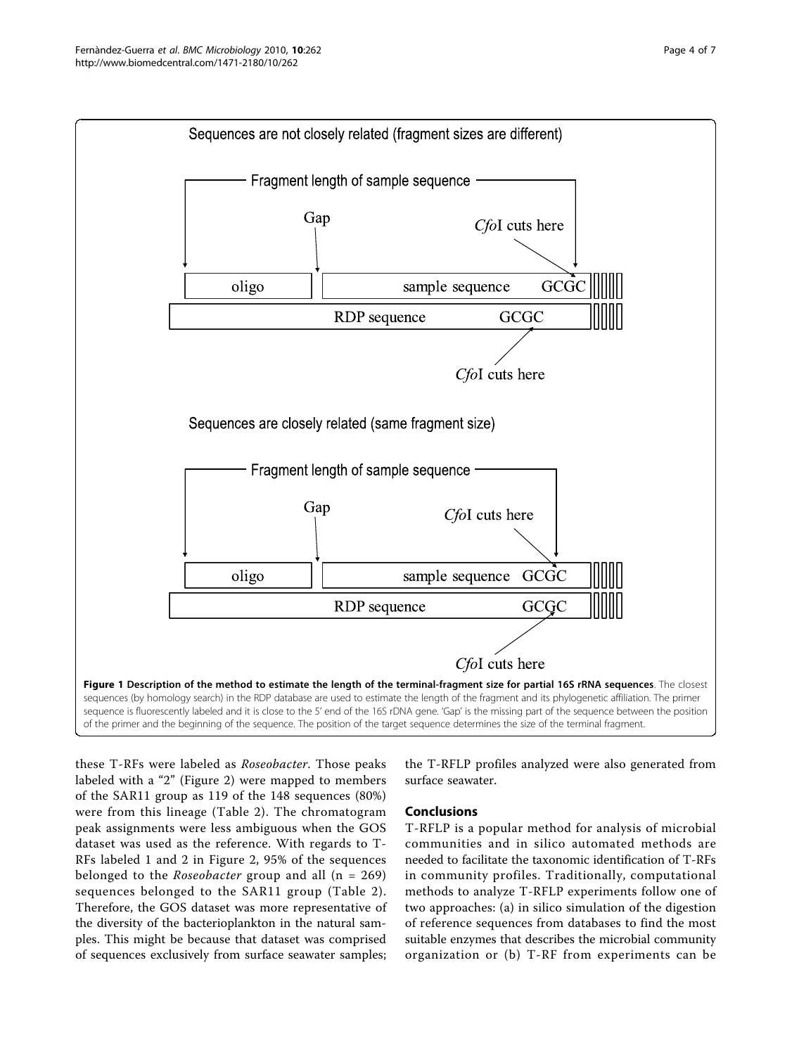**Figure 1 Description of the method to estimate the length of the terminal-fragment size for partial 16S rRNA sequences**. The closest sequences (by homology search) in the RDP database are used to estimate the length of the fragment and its phylogenetic affiliation. The primer sequence is fluorescently labeled and it is close to the 5' end of the 16S rDNA gene. 'Gap' is the missing part of the sequence between the position of the primer and the beginning of the sequence. The position of the target sequence determines the size of the terminal fragment.

these T-RFs were labeled as *Roseobacter*. Those peaks labeled with a "2" (Figure 2) were mapped to members of the SAR11 group as 119 of the 148 sequences (80%) were from this lineage (Table 2). The chromatogram peak assignments were less ambiguous when the GOS dataset was used as the reference. With regards to T-RFs labeled 1 and 2 in Figure 2, 95% of the sequences belonged to the *Roseobacter* group and all (n = 269) sequences belonged to the SAR11 group (Table 2). Therefore, the GOS dataset was more representative of the diversity of the bacterioplankton in the natural samples. This might be because that dataset was comprised of sequences exclusively from surface seawater samples; the T-RFLP profiles analyzed were also generated from surface seawater.

## Conclusions

T-RFLP is a popular method for analysis of microbial communities and in silico automated methods are needed to facilitate the taxonomic identification of T-RFs in community profiles. Traditionally, computational methods to analyze T-RFLP experiments follow one of two approaches: (a) in silico simulation of the digestion of reference sequences from databases to find the most suitable enzymes that describes the microbial community organization or (b) T-RF from experiments can be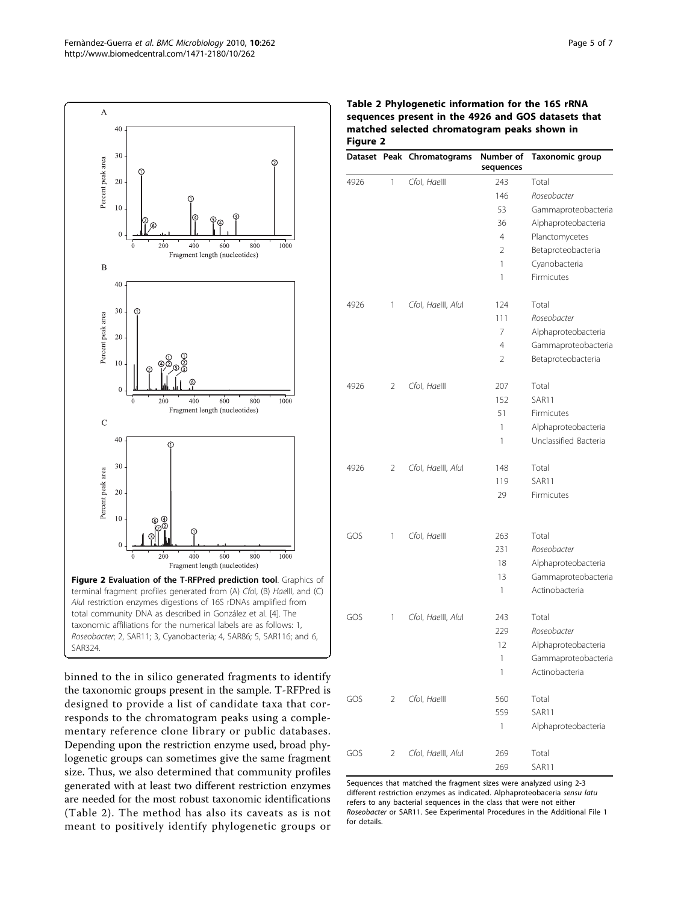**Figure 2 Evaluation of the T-RFPred prediction tool**. Graphics of terminal fragment profiles generated from (A) *Cfo*I, (B) *Hae*III, and (C) *Alu*I restriction enzymes digestions of 16S rDNAs amplified from total community DNA as described in González et al. [4]. The taxonomic affiliations for the numerical labels are as follows: 1, *Roseobacter*; 2, SAR11; 3, Cyanobacteria; 4, SAR86; 5, SAR116; and 6, SAR324.

binned to the in silico generated fragments to identify the taxonomic groups present in the sample. T-RFPred is designed to provide a list of candidate taxa that corresponds to the chromatogram peaks using a complementary reference clone library or public databases. Depending upon the restriction enzyme used, broad phylogenetic groups can sometimes give the same fragment size. Thus, we also determined that community profiles generated with at least two different restriction enzymes are needed for the most robust taxonomic identifications (Table 2). The method has also its caveats as is not meant to positively identify phylogenetic groups or

**Table 2 Phylogenetic information for the 16S rRNA sequences present in the 4926 and GOS datasets that matched selected chromatogram peaks shown in Figure 2**

| Dataset | Peak | Chromatograms | Number of sequences | Taxonomic group |
|---|---|---|---|---|
| 4926 | 1 | *Cfo*I, *Hae*III | 243 | Total |
| | | | 146 | *Roseobacter* |
| | | | 53 | Gammaproteobacteria |
| | | | 36 | Alphaproteobacteria |
| | | | 4 | Planctomycetes |
| | | | 2 | Betaproteobacteria |
| | | | 1 | Cyanobacteria |
| | | | 1 | Firmicutes |
| 4926 | 1 | *Cfo*I, *Hae*III, *Alu*I | 124 | Total |
| | | | 111 | *Roseobacter* |
| | | | 7 | Alphaproteobacteria |
| | | | 4 | Gammaproteobacteria |
| | | | 2 | Betaproteobacteria |
| 4926 | 2 | *Cfo*I, *Hae*III | 207 | Total |
| | | | 152 | SAR11 |
| | | | 51 | Firmicutes |
| | | | 1 | Alphaproteobacteria |
| | | | 1 | Unclassified Bacteria |
| 4926 | 2 | *Cfo*I, *Hae*III, *Alu*I | 148 | Total |
| | | | 119 | SAR11 |
| | | | 29 | Firmicutes |
| GOS | 1 | *Cfo*I, *Hae*III | 263 | Total |
| | | | 231 | *Roseobacter* |
| | | | 18 | Alphaproteobacteria |
| | | | 13 | Gammaproteobacteria |
| | | | 1 | Actinobacteria |
| GOS | 1 | *Cfo*I, *Hae*III, *Alu*I | 243 | Total |
| | | | 229 | *Roseobacter* |
| | | | 12 | Alphaproteobacteria |
| | | | 1 | Gammaproteobacteria |
| | | | 1 | Actinobacteria |
| GOS | 2 | *Cfo*I, *Hae*III | 560 | Total |
| | | | 559 | SAR11 |
| | | | 1 | Alphaproteobacteria |
| GOS | 2 | *Cfo*I, *Hae*III, *Alu*I | 269 | Total |
| | | | 269 | SAR11 |

Sequences that matched the fragment sizes were analyzed using 2-3 different restriction enzymes as indicated. Alphaproteobaceria *sensu latu* refers to any bacterial sequences in the class that were not either *Roseobacter* or SAR11. See Experimental Procedures in the Additional File 1 for details.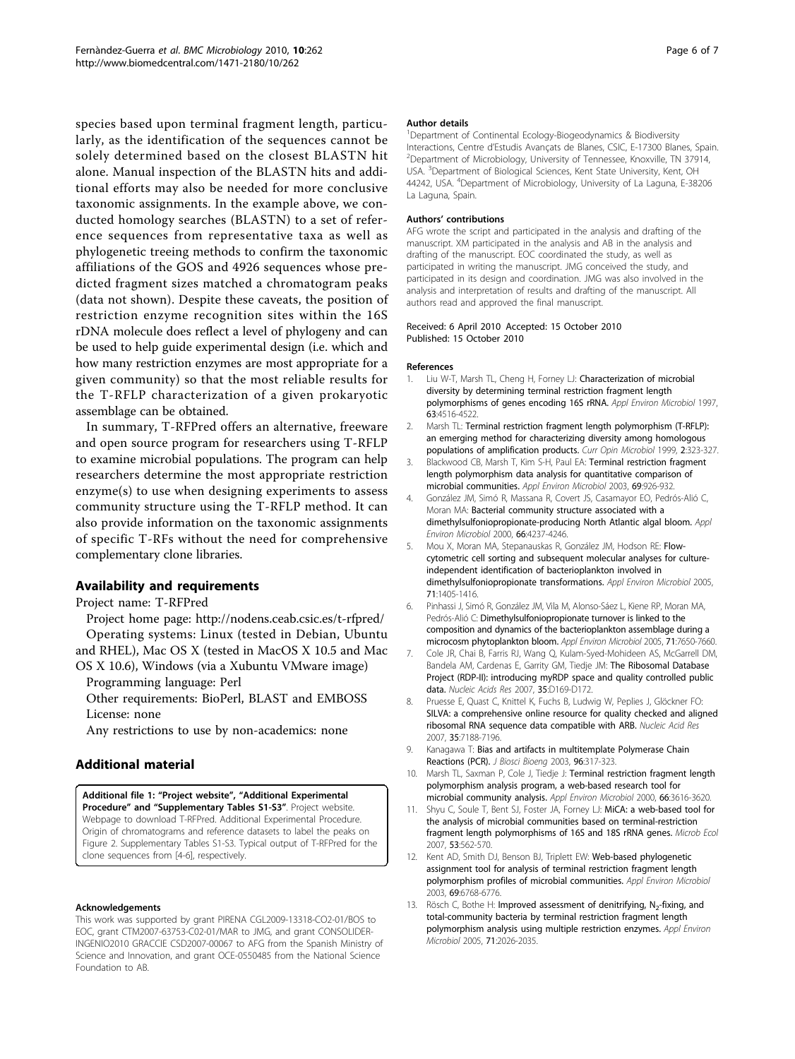species based upon terminal fragment length, particularly, as the identification of the sequences cannot be solely determined based on the closest BLASTN hit alone. Manual inspection of the BLASTN hits and additional efforts may also be needed for more conclusive taxonomic assignments. In the example above, we conducted homology searches (BLASTN) to a set of reference sequences from representative taxa as well as phylogenetic treeing methods to confirm the taxonomic affiliations of the GOS and 4926 sequences whose predicted fragment sizes matched a chromatogram peaks (data not shown). Despite these caveats, the position of restriction enzyme recognition sites within the 16S rDNA molecule does reflect a level of phylogeny and can be used to help guide experimental design (i.e. which and how many restriction enzymes are most appropriate for a given community) so that the most reliable results for the T-RFLP characterization of a given prokaryotic assemblage can be obtained.

In summary, T-RFPred offers an alternative, freeware and open source program for researchers using T-RFLP to examine microbial populations. The program can help researchers determine the most appropriate restriction enzyme(s) to use when designing experiments to assess community structure using the T-RFLP method. It can also provide information on the taxonomic assignments of specific T-RFs without the need for comprehensive complementary clone libraries.

## Availability and requirements

Project name: T-RFPred

Project home page: http://nodens.ceab.csic.es/t-rfpred/

Operating systems: Linux (tested in Debian, Ubuntu and RHEL), Mac OS X (tested in MacOS X 10.5 and Mac OS X 10.6), Windows (via a Xubuntu VMware image)

Programming language: Perl

Other requirements: BioPerl, BLAST and EMBOSS

License: none

Any restrictions to use by non-academics: none

## Additional material

**Additional file 1: "Project website", "Additional Experimental Procedure" and "Supplementary Tables S1-S3"**. Project website. Webpage to download T-RFPred. Additional Experimental Procedure. Origin of chromatograms and reference datasets to label the peaks on Figure 2. Supplementary Tables S1-S3. Typical output of T-RFPred for the clone sequences from [4-6], respectively.

#### Acknowledgements

This work was supported by grant PIRENA CGL2009-13318-CO2-01/BOS to EOC, grant CTM2007-63753-C02-01/MAR to JMG, and grant CONSOLIDER-INGENIO2010 GRACCIE CSD2007-00067 to AFG from the Spanish Ministry of Science and Innovation, and grant OCE-0550485 from the National Science Foundation to AB.

#### Author details

[1]Department of Continental Ecology-Biogeodynamics & Biodiversity Interactions, Centre d'Estudis Avançats de Blanes, CSIC, E-17300 Blanes, Spain. [2]Department of Microbiology, University of Tennessee, Knoxville, TN 37914, USA. [3]Department of Biological Sciences, Kent State University, Kent, OH 44242, USA. [4]Department of Microbiology, University of La Laguna, E-38206 La Laguna, Spain.

#### Authors' contributions

AFG wrote the script and participated in the analysis and drafting of the manuscript. XM participated in the analysis and AB in the analysis and drafting of the manuscript. EOC coordinated the study, as well as participated in writing the manuscript. JMG conceived the study, and participated in its design and coordination. JMG was also involved in the analysis and interpretation of results and drafting of the manuscript. All authors read and approved the final manuscript.

Received: 6 April 2010 Accepted: 15 October 2010
Published: 15 October 2010

#### References

1. Liu W-T, Marsh TL, Cheng H, Forney LJ: **Characterization of microbial diversity by determining terminal restriction fragment length polymorphisms of genes encoding 16S rRNA.** *Appl Environ Microbiol* 1997, **63**:4516-4522.
2. Marsh TL: **Terminal restriction fragment length polymorphism (T-RFLP): an emerging method for characterizing diversity among homologous populations of amplification products.** *Curr Opin Microbiol* 1999, **2**:323-327.
3. Blackwood CB, Marsh T, Kim S-H, Paul EA: **Terminal restriction fragment length polymorphism data analysis for quantitative comparison of microbial communities.** *Appl Environ Microbiol* 2003, **69**:926-932.
4. González JM, Simó R, Massana R, Covert JS, Casamayor EO, Pedrós-Alió C, Moran MA: **Bacterial community structure associated with a dimethylsulfoniopropionate-producing North Atlantic algal bloom.** *Appl Environ Microbiol* 2000, **66**:4237-4246.
5. Mou X, Moran MA, Stepanauskas R, González JM, Hodson RE: **Flow-cytometric cell sorting and subsequent molecular analyses for culture-independent identification of bacterioplankton involved in dimethylsulfoniopropionate transformations.** *Appl Environ Microbiol* 2005, **71**:1405-1416.
6. Pinhassi J, Simó R, González JM, Vila M, Alonso-Sáez L, Kiene RP, Moran MA, Pedrós-Alió C: **Dimethylsulfoniopropionate turnover is linked to the composition and dynamics of the bacterioplankton assemblage during a microcosm phytoplankton bloom.** *Appl Environ Microbiol* 2005, **71**:7650-7660.
7. Cole JR, Chai B, Farris RJ, Wang Q, Kulam-Syed-Mohideen AS, McGarrell DM, Bandela AM, Cardenas E, Garrity GM, Tiedje JM: **The Ribosomal Database Project (RDP-II): introducing myRDP space and quality controlled public data.** *Nucleic Acids Res* 2007, **35**:D169-D172.
8. Pruesse E, Quast C, Knittel K, Fuchs B, Ludwig W, Peplies J, Glöckner FO: **SILVA: a comprehensive online resource for quality checked and aligned ribosomal RNA sequence data compatible with ARB.** *Nucleic Acid Res* 2007, **35**:7188-7196.
9. Kanagawa T: **Bias and artifacts in multitemplate Polymerase Chain Reactions (PCR).** *J Biosci Bioeng* 2003, **96**:317-323.
10. Marsh TL, Saxman P, Cole J, Tiedje J: **Terminal restriction fragment length polymorphism analysis program, a web-based research tool for microbial community analysis.** *Appl Environ Microbiol* 2000, **66**:3616-3620.
11. Shyu C, Soule T, Bent SJ, Foster JA, Forney LJ: **MiCA: a web-based tool for the analysis of microbial communities based on terminal-restriction fragment length polymorphisms of 16S and 18S rRNA genes.** *Microb Ecol* 2007, **53**:562-570.
12. Kent AD, Smith DJ, Benson BJ, Triplett EW: **Web-based phylogenetic assignment tool for analysis of terminal restriction fragment length polymorphism profiles of microbial communities.** *Appl Environ Microbiol* 2003, **69**:6768-6776.
13. Rösch C, Bothe H: **Improved assessment of denitrifying, $N_2$-fixing, and total-community bacteria by terminal restriction fragment length polymorphism analysis using multiple restriction enzymes.** *Appl Environ Microbiol* 2005, **71**:2026-2035.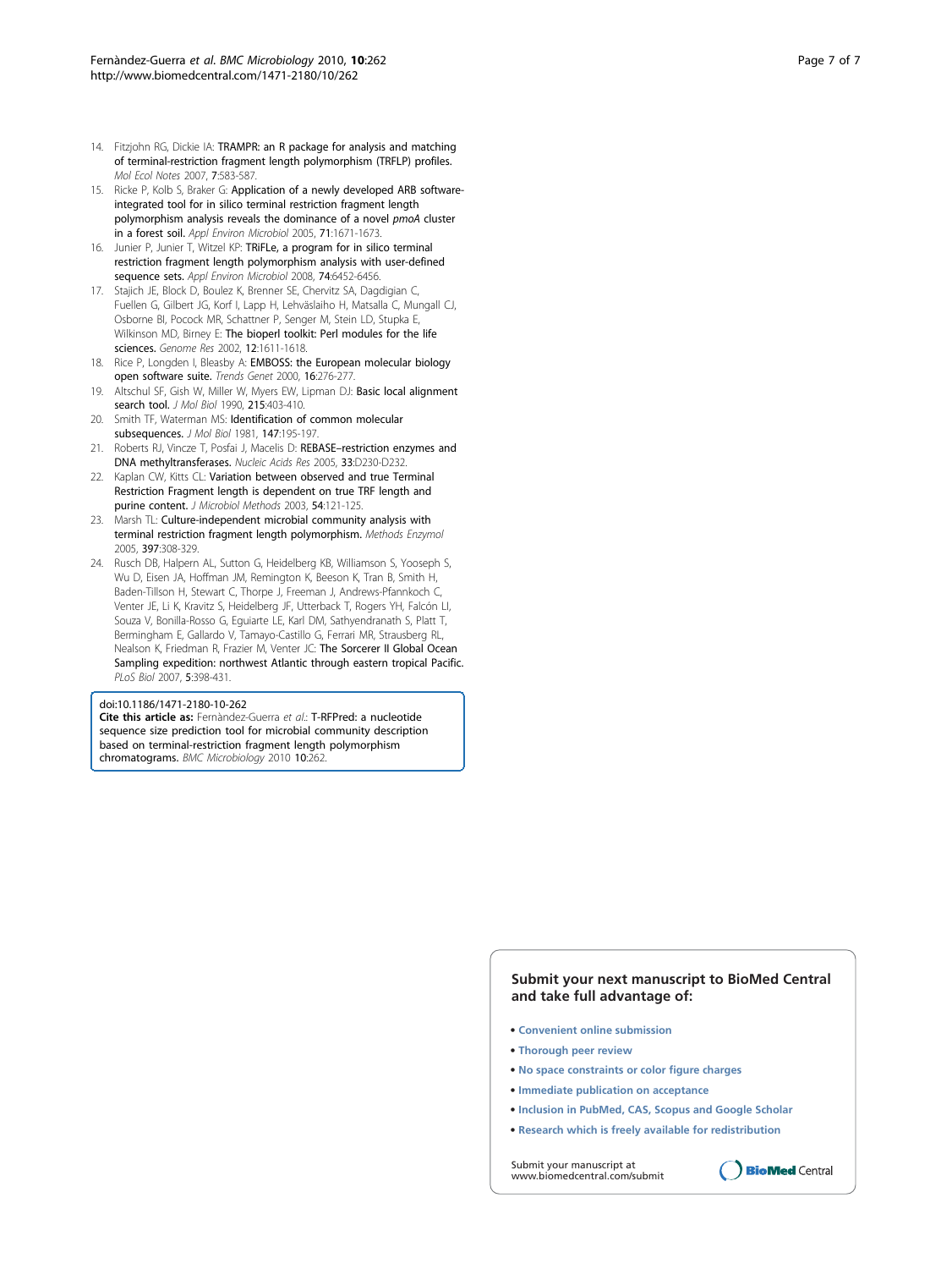14. Fitzjohn RG, Dickie IA: **TRAMPR: an R package for analysis and matching of terminal-restriction fragment length polymorphism (TRFLP) profiles.** *Mol Ecol Notes* 2007, **7**:583-587.
15. Ricke P, Kolb S, Braker G: **Application of a newly developed ARB software-integrated tool for in silico terminal restriction fragment length polymorphism analysis reveals the dominance of a novel *pmoA* cluster in a forest soil.** *Appl Environ Microbiol* 2005, **71**:1671-1673.
16. Junier P, Junier T, Witzel KP: **TRiFLe, a program for in silico terminal restriction fragment length polymorphism analysis with user-defined sequence sets.** *Appl Environ Microbiol* 2008, **74**:6452-6456.
17. Stajich JE, Block D, Boulez K, Brenner SE, Chervitz SA, Dagdigian C, Fuellen G, Gilbert JG, Korf I, Lapp H, Lehväslaiho H, Matsalla C, Mungall CJ, Osborne BI, Pocock MR, Schattner P, Senger M, Stein LD, Stupka E, Wilkinson MD, Birney E: **The bioperl toolkit: Perl modules for the life sciences.** *Genome Res* 2002, **12**:1611-1618.
18. Rice P, Longden I, Bleasby A: **EMBOSS: the European molecular biology open software suite.** *Trends Genet* 2000, **16**:276-277.
19. Altschul SF, Gish W, Miller W, Myers EW, Lipman DJ: **Basic local alignment search tool.** *J Mol Biol* 1990, **215**:403-410.
20. Smith TF, Waterman MS: **Identification of common molecular subsequences.** *J Mol Biol* 1981, **147**:195-197.
21. Roberts RJ, Vincze T, Posfai J, Macelis D: **REBASE–restriction enzymes and DNA methyltransferases.** *Nucleic Acids Res* 2005, **33**:D230-D232.
22. Kaplan CW, Kitts CL: **Variation between observed and true Terminal Restriction Fragment length is dependent on true TRF length and purine content.** *J Microbiol Methods* 2003, **54**:121-125.
23. Marsh TL: **Culture-independent microbial community analysis with terminal restriction fragment length polymorphism.** *Methods Enzymol* 2005, **397**:308-329.
24. Rusch DB, Halpern AL, Sutton G, Heidelberg KB, Williamson S, Yooseph S, Wu D, Eisen JA, Hoffman JM, Remington K, Beeson K, Tran B, Smith H, Baden-Tillson H, Stewart C, Thorpe J, Freeman J, Andrews-Pfannkoch C, Venter JE, Li K, Kravitz S, Heidelberg JF, Utterback T, Rogers YH, Falcón LI, Souza V, Bonilla-Rosso G, Eguiarte LE, Karl DM, Sathyendranath S, Platt T, Bermingham E, Gallardo V, Tamayo-Castillo G, Ferrari MR, Strausberg RL, Nealson K, Friedman R, Frazier M, Venter JC: **The Sorcerer II Global Ocean Sampling expedition: northwest Atlantic through eastern tropical Pacific.** *PLoS Biol* 2007, **5**:398-431.

doi:10.1186/1471-2180-10-262
**Cite this article as:** Fernàndez-Guerra *et al.*: T-RFPred: a nucleotide sequence size prediction tool for microbial community description based on terminal-restriction fragment length polymorphism chromatograms. *BMC Microbiology* 2010 **10**:262.

**Submit your next manuscript to BioMed Central and take full advantage of:**

- Convenient online submission
- Thorough peer review
- No space constraints or color figure charges
- Immediate publication on acceptance
- Inclusion in PubMed, CAS, Scopus and Google Scholar
- Research which is freely available for redistribution

Submit your manuscript at www.biomedcentral.com/submit

BioMed Central